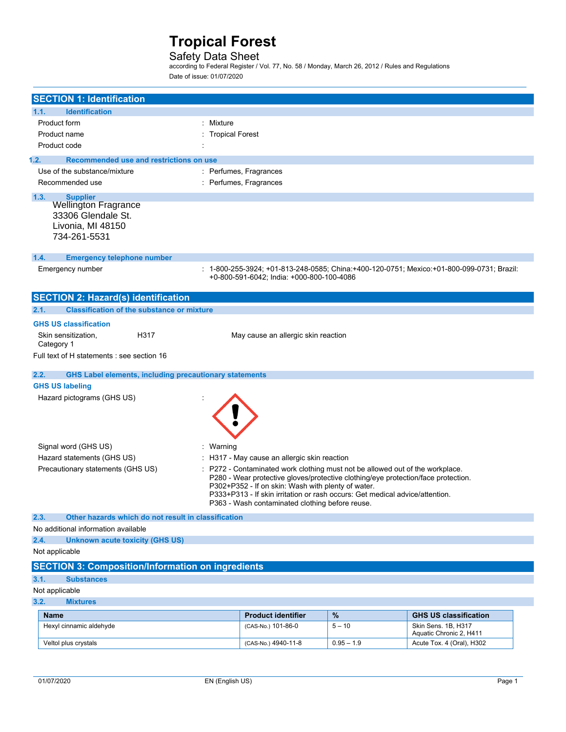# Tropical Forest

Safety Data Sheet

according to Federal Register / Vol. 77, No. 58 / Monday, March 26, 2012 / Rules and Regulations

Date of issue: 01/07/2020

## SECTION 1: Identification

### 1.1. Identification

Product form : Mixture

Product name : Tropical Forest

Product code :

### 1.2. Recommended use and restrictions on use

Use of the substance/mixture : Perfumes, Fragrances

Recommended use : Perfumes, Fragrances

### 1.3. Supplier

Wellington Fragrance
33306 Glendale St.
Livonia, MI 48150
734-261-5531

### 1.4. Emergency telephone number

Emergency number : 1-800-255-3924; +01-813-248-0585; China:+400-120-0751; Mexico:+01-800-099-0731; Brazil: +0-800-591-6042; India: +000-800-100-4086

## SECTION 2: Hazard(s) identification

### 2.1. Classification of the substance or mixture

**GHS US classification**

Skin sensitization, Category 1 H317 May cause an allergic skin reaction

Full text of H statements : see section 16

### 2.2. GHS Label elements, including precautionary statements

**GHS US labeling**

Hazard pictograms (GHS US) :

Signal word (GHS US) : Warning

Hazard statements (GHS US) : H317 - May cause an allergic skin reaction

Precautionary statements (GHS US) : P272 - Contaminated work clothing must not be allowed out of the workplace.
P280 - Wear protective gloves/protective clothing/eye protection/face protection.
P302+P352 - If on skin: Wash with plenty of water.
P333+P313 - If skin irritation or rash occurs: Get medical advice/attention.
P363 - Wash contaminated clothing before reuse.

### 2.3. Other hazards which do not result in classification

No additional information available

### 2.4. Unknown acute toxicity (GHS US)

Not applicable

## SECTION 3: Composition/Information on ingredients

### 3.1. Substances

Not applicable

### 3.2. Mixtures

| Name | Product identifier | % | GHS US classification |
|---|---|---|---|
| Hexyl cinnamic aldehyde | (CAS-No.) 101-86-0 | 5 – 10 | Skin Sens. 1B, H317<br>Aquatic Chronic 2, H411 |
| Veltol plus crystals | (CAS-No.) 4940-11-8 | 0.95 – 1.9 | Acute Tox. 4 (Oral), H302 |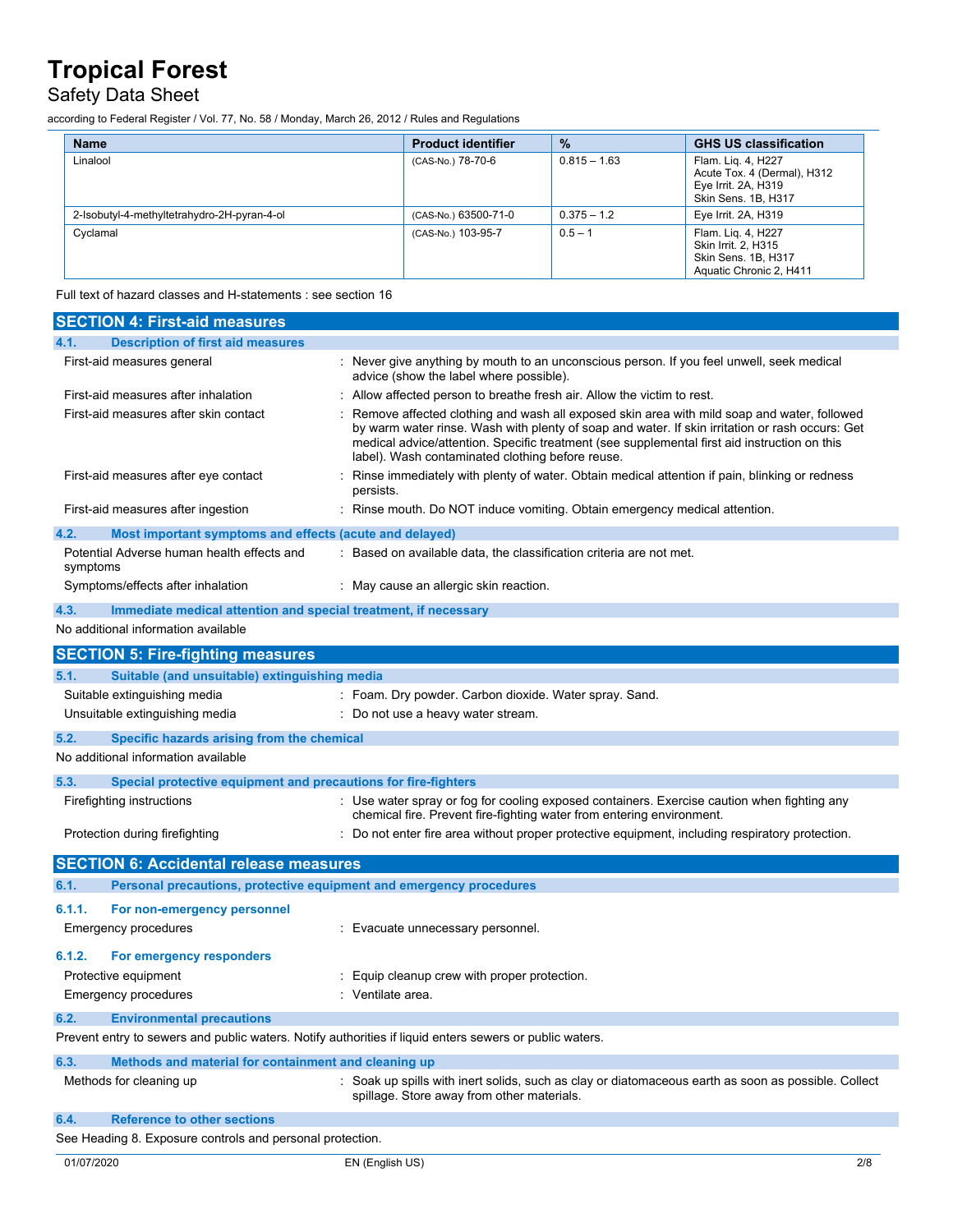| Name | Product identifier | % | GHS US classification |
|---|---|---|---|
| Linalool | (CAS-No.) 78-70-6 | 0.815 – 1.63 | Flam. Liq. 4, H227<br>Acute Tox. 4 (Dermal), H312<br>Eye Irrit. 2A, H319<br>Skin Sens. 1B, H317 |
| 2-Isobutyl-4-methyltetrahydro-2H-pyran-4-ol | (CAS-No.) 63500-71-0 | 0.375 – 1.2 | Eye Irrit. 2A, H319 |
| Cyclamal | (CAS-No.) 103-95-7 | 0.5 – 1 | Flam. Liq. 4, H227<br>Skin Irrit. 2, H315<br>Skin Sens. 1B, H317<br>Aquatic Chronic 2, H411 |

Full text of hazard classes and H-statements : see section 16

## SECTION 4: First-aid measures

### 4.1. Description of first aid measures

First-aid measures general : Never give anything by mouth to an unconscious person. If you feel unwell, seek medical advice (show the label where possible).

First-aid measures after inhalation : Allow affected person to breathe fresh air. Allow the victim to rest.

First-aid measures after skin contact : Remove affected clothing and wash all exposed skin area with mild soap and water, followed by warm water rinse. Wash with plenty of soap and water. If skin irritation or rash occurs: Get medical advice/attention. Specific treatment (see supplemental first aid instruction on this label). Wash contaminated clothing before reuse.

First-aid measures after eye contact : Rinse immediately with plenty of water. Obtain medical attention if pain, blinking or redness persists.

First-aid measures after ingestion : Rinse mouth. Do NOT induce vomiting. Obtain emergency medical attention.

### 4.2. Most important symptoms and effects (acute and delayed)

Potential Adverse human health effects and symptoms : Based on available data, the classification criteria are not met.

Symptoms/effects after inhalation : May cause an allergic skin reaction.

### 4.3. Immediate medical attention and special treatment, if necessary

No additional information available

## SECTION 5: Fire-fighting measures

### 5.1. Suitable (and unsuitable) extinguishing media

Suitable extinguishing media : Foam. Dry powder. Carbon dioxide. Water spray. Sand.

Unsuitable extinguishing media : Do not use a heavy water stream.

### 5.2. Specific hazards arising from the chemical

No additional information available

### 5.3. Special protective equipment and precautions for fire-fighters

Firefighting instructions : Use water spray or fog for cooling exposed containers. Exercise caution when fighting any chemical fire. Prevent fire-fighting water from entering environment.

Protection during firefighting : Do not enter fire area without proper protective equipment, including respiratory protection.

## SECTION 6: Accidental release measures

### 6.1. Personal precautions, protective equipment and emergency procedures

#### 6.1.1. For non-emergency personnel

Emergency procedures : Evacuate unnecessary personnel.

#### 6.1.2. For emergency responders

Protective equipment : Equip cleanup crew with proper protection.

Emergency procedures : Ventilate area.

### 6.2. Environmental precautions

Prevent entry to sewers and public waters. Notify authorities if liquid enters sewers or public waters.

### 6.3. Methods and material for containment and cleaning up

Methods for cleaning up : Soak up spills with inert solids, such as clay or diatomaceous earth as soon as possible. Collect spillage. Store away from other materials.

### 6.4. Reference to other sections

See Heading 8. Exposure controls and personal protection.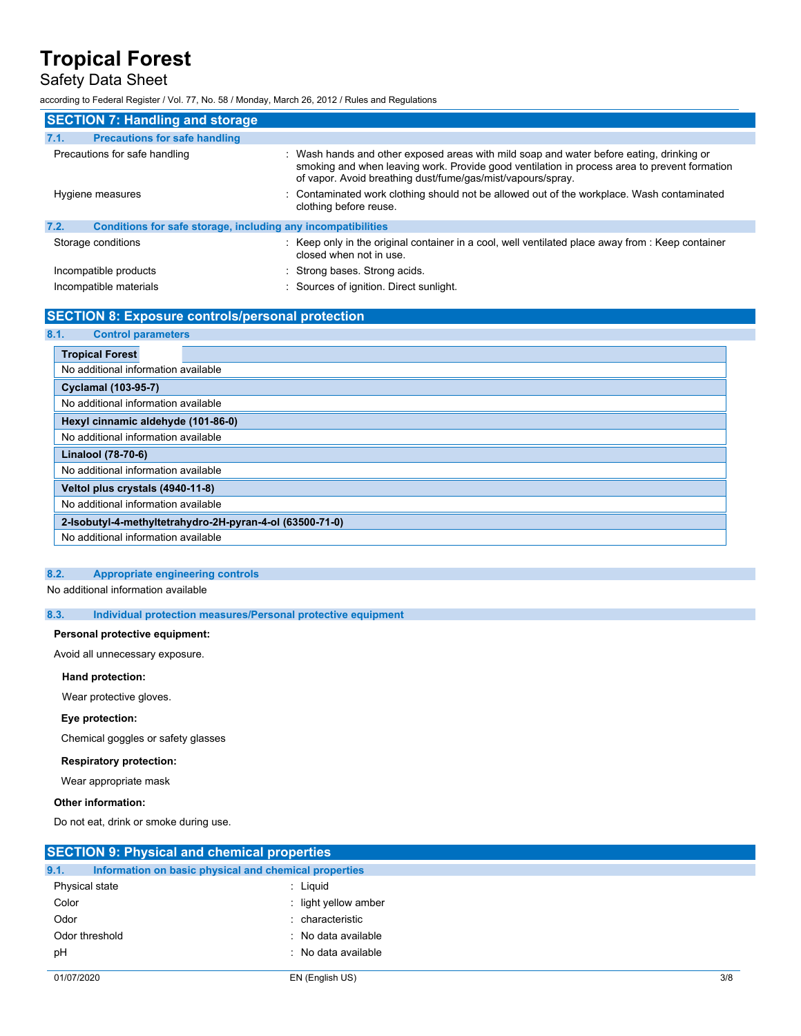## SECTION 7: Handling and storage

### 7.1. Precautions for safe handling

| | |
|---|---|
| Precautions for safe handling | : Wash hands and other exposed areas with mild soap and water before eating, drinking or smoking and when leaving work. Provide good ventilation in process area to prevent formation of vapor. Avoid breathing dust/fume/gas/mist/vapours/spray. |
| Hygiene measures | : Contaminated work clothing should not be allowed out of the workplace. Wash contaminated clothing before reuse. |

### 7.2. Conditions for safe storage, including any incompatibilities

| | |
|---|---|
| Storage conditions | : Keep only in the original container in a cool, well ventilated place away from : Keep container closed when not in use. |
| Incompatible products | : Strong bases. Strong acids. |
| Incompatible materials | : Sources of ignition. Direct sunlight. |

## SECTION 8: Exposure controls/personal protection

### 8.1. Control parameters

| **Tropical Forest** |
|---|
| No additional information available |
| **Cyclamal (103-95-7)** |
| No additional information available |
| **Hexyl cinnamic aldehyde (101-86-0)** |
| No additional information available |
| **Linalool (78-70-6)** |
| No additional information available |
| **Veltol plus crystals (4940-11-8)** |
| No additional information available |
| **2-Isobutyl-4-methyltetrahydro-2H-pyran-4-ol (63500-71-0)** |
| No additional information available |

### 8.2. Appropriate engineering controls

No additional information available

### 8.3. Individual protection measures/Personal protective equipment

**Personal protective equipment:**

Avoid all unnecessary exposure.

**Hand protection:**

Wear protective gloves.

**Eye protection:**

Chemical goggles or safety glasses

**Respiratory protection:**

Wear appropriate mask

**Other information:**

Do not eat, drink or smoke during use.

## SECTION 9: Physical and chemical properties

### 9.1. Information on basic physical and chemical properties

| | |
|---|---|
| Physical state | : Liquid |
| Color | : light yellow amber |
| Odor | : characteristic |
| Odor threshold | : No data available |
| pH | : No data available |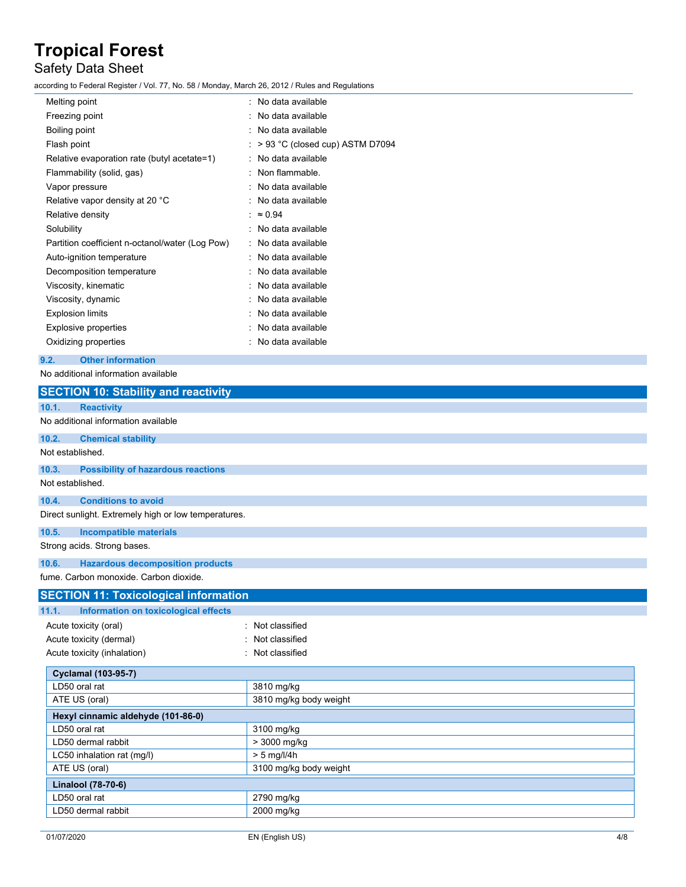| | |
|---|---|
| Melting point | : No data available |
| Freezing point | : No data available |
| Boiling point | : No data available |
| Flash point | : > 93 °C (closed cup) ASTM D7094 |
| Relative evaporation rate (butyl acetate=1) | : No data available |
| Flammability (solid, gas) | : Non flammable. |
| Vapor pressure | : No data available |
| Relative vapor density at 20 °C | : No data available |
| Relative density | : ≈ 0.94 |
| Solubility | : No data available |
| Partition coefficient n-octanol/water (Log Pow) | : No data available |
| Auto-ignition temperature | : No data available |
| Decomposition temperature | : No data available |
| Viscosity, kinematic | : No data available |
| Viscosity, dynamic | : No data available |
| Explosion limits | : No data available |
| Explosive properties | : No data available |
| Oxidizing properties | : No data available |

### 9.2. Other information

No additional information available

## SECTION 10: Stability and reactivity

### 10.1. Reactivity

No additional information available

### 10.2. Chemical stability

Not established.

### 10.3. Possibility of hazardous reactions

Not established.

### 10.4. Conditions to avoid

Direct sunlight. Extremely high or low temperatures.

### 10.5. Incompatible materials

Strong acids. Strong bases.

### 10.6. Hazardous decomposition products

fume. Carbon monoxide. Carbon dioxide.

## SECTION 11: Toxicological information

### 11.1. Information on toxicological effects

| | |
|---|---|
| Acute toxicity (oral) | : Not classified |
| Acute toxicity (dermal) | : Not classified |
| Acute toxicity (inhalation) | : Not classified |

| **Cyclamal (103-95-7)** | |
|---|---|
| LD50 oral rat | 3810 mg/kg |
| ATE US (oral) | 3810 mg/kg body weight |
| **Hexyl cinnamic aldehyde (101-86-0)** | |
| LD50 oral rat | 3100 mg/kg |
| LD50 dermal rabbit | > 3000 mg/kg |
| LC50 inhalation rat (mg/l) | > 5 mg/l/4h |
| ATE US (oral) | 3100 mg/kg body weight |
| **Linalool (78-70-6)** | |
| LD50 oral rat | 2790 mg/kg |
| LD50 dermal rabbit | 2000 mg/kg |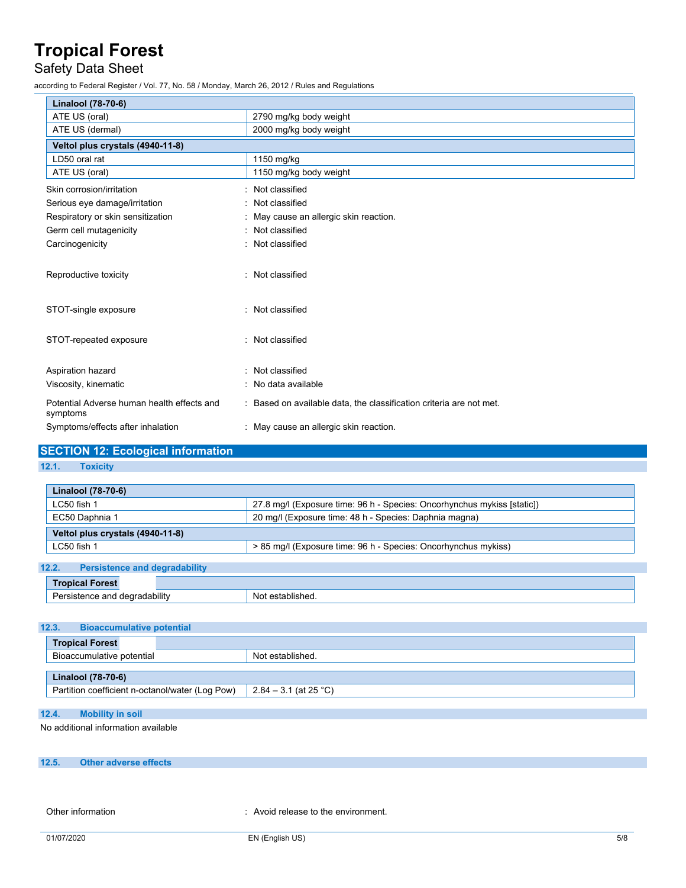| Linalool (78-70-6) | |
|---|---|
| ATE US (oral) | 2790 mg/kg body weight |
| ATE US (dermal) | 2000 mg/kg body weight |

| Veltol plus crystals (4940-11-8) | |
|---|---|
| LD50 oral rat | 1150 mg/kg |
| ATE US (oral) | 1150 mg/kg body weight |

Skin corrosion/irritation : Not classified

Serious eye damage/irritation : Not classified

Respiratory or skin sensitization : May cause an allergic skin reaction.

Germ cell mutagenicity : Not classified

Carcinogenicity : Not classified

Reproductive toxicity : Not classified

STOT-single exposure : Not classified

STOT-repeated exposure : Not classified

Aspiration hazard : Not classified

Viscosity, kinematic : No data available

Potential Adverse human health effects and symptoms : Based on available data, the classification criteria are not met.

Symptoms/effects after inhalation : May cause an allergic skin reaction.

## SECTION 12: Ecological information

### 12.1. Toxicity

| Linalool (78-70-6) | |
|---|---|
| LC50 fish 1 | 27.8 mg/l (Exposure time: 96 h - Species: Oncorhynchus mykiss [static]) |
| EC50 Daphnia 1 | 20 mg/l (Exposure time: 48 h - Species: Daphnia magna) |

| Veltol plus crystals (4940-11-8) | |
|---|---|
| LC50 fish 1 | > 85 mg/l (Exposure time: 96 h - Species: Oncorhynchus mykiss) |

### 12.2. Persistence and degradability

| Tropical Forest | |
|---|---|
| Persistence and degradability | Not established. |

### 12.3. Bioaccumulative potential

| Tropical Forest | |
|---|---|
| Bioaccumulative potential | Not established. |

| Linalool (78-70-6) | |
|---|---|
| Partition coefficient n-octanol/water (Log Pow) | 2.84 – 3.1 (at 25 °C) |

### 12.4. Mobility in soil

No additional information available

### 12.5. Other adverse effects

Other information : Avoid release to the environment.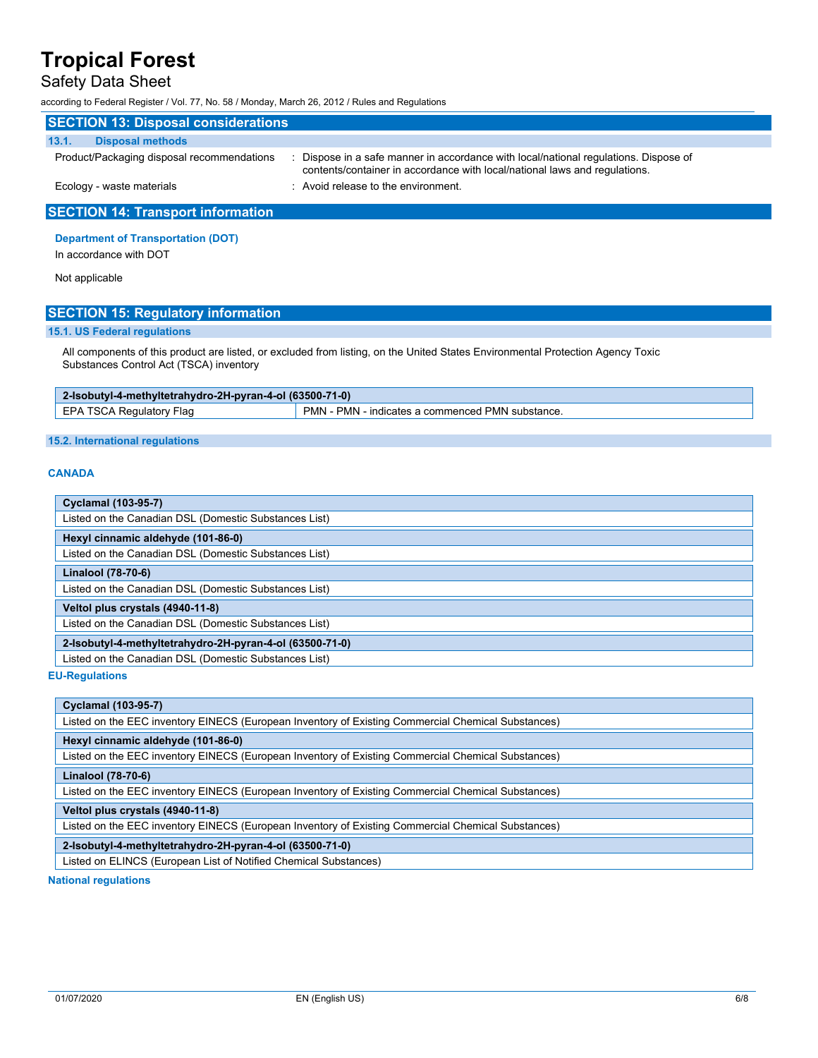## SECTION 13: Disposal considerations

### 13.1. Disposal methods

Product/Packaging disposal recommendations : Dispose in a safe manner in accordance with local/national regulations. Dispose of contents/container in accordance with local/national laws and regulations.

Ecology - waste materials : Avoid release to the environment.

## SECTION 14: Transport information

**Department of Transportation (DOT)**

In accordance with DOT

Not applicable

## SECTION 15: Regulatory information

### 15.1. US Federal regulations

All components of this product are listed, or excluded from listing, on the United States Environmental Protection Agency Toxic Substances Control Act (TSCA) inventory

| 2-Isobutyl-4-methyltetrahydro-2H-pyran-4-ol (63500-71-0) | |
|---|---|
| EPA TSCA Regulatory Flag | PMN - PMN - indicates a commenced PMN substance. |

### 15.2. International regulations

**CANADA**

| Cyclamal (103-95-7) |
|---|
| Listed on the Canadian DSL (Domestic Substances List) |

| Hexyl cinnamic aldehyde (101-86-0) |
|---|
| Listed on the Canadian DSL (Domestic Substances List) |

| Linalool (78-70-6) |
|---|
| Listed on the Canadian DSL (Domestic Substances List) |

| Veltol plus crystals (4940-11-8) |
|---|
| Listed on the Canadian DSL (Domestic Substances List) |

| 2-Isobutyl-4-methyltetrahydro-2H-pyran-4-ol (63500-71-0) |
|---|
| Listed on the Canadian DSL (Domestic Substances List) |

**EU-Regulations**

| Cyclamal (103-95-7) |
|---|
| Listed on the EEC inventory EINECS (European Inventory of Existing Commercial Chemical Substances) |

| Hexyl cinnamic aldehyde (101-86-0) |
|---|
| Listed on the EEC inventory EINECS (European Inventory of Existing Commercial Chemical Substances) |

| Linalool (78-70-6) |
|---|
| Listed on the EEC inventory EINECS (European Inventory of Existing Commercial Chemical Substances) |

| Veltol plus crystals (4940-11-8) |
|---|
| Listed on the EEC inventory EINECS (European Inventory of Existing Commercial Chemical Substances) |

| 2-Isobutyl-4-methyltetrahydro-2H-pyran-4-ol (63500-71-0) |
|---|
| Listed on ELINCS (European List of Notified Chemical Substances) |

**National regulations**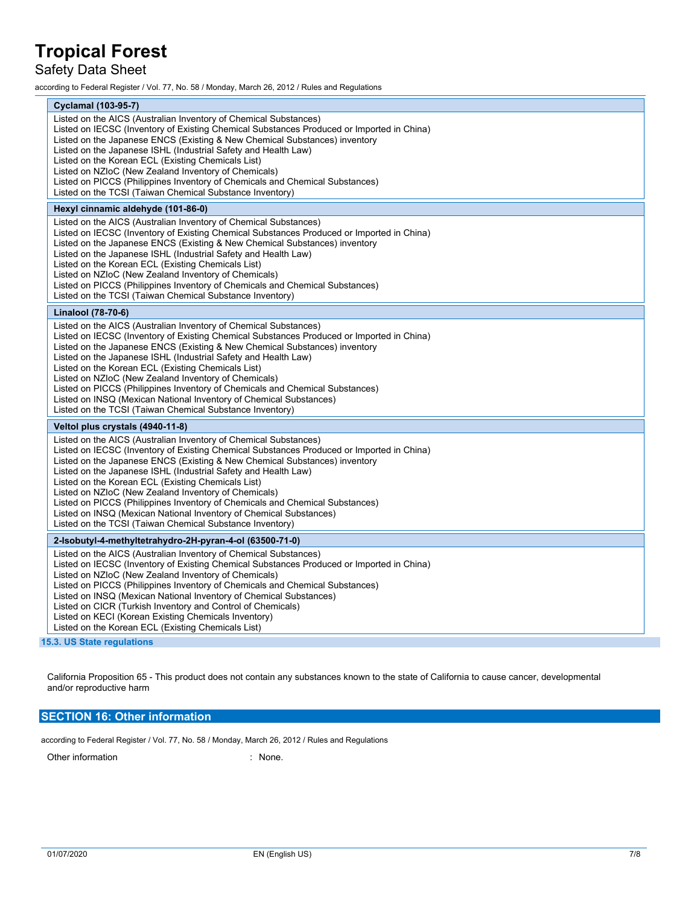**Cyclamal (103-95-7)**

Listed on the AICS (Australian Inventory of Chemical Substances)
Listed on IECSC (Inventory of Existing Chemical Substances Produced or Imported in China)
Listed on the Japanese ENCS (Existing & New Chemical Substances) inventory
Listed on the Japanese ISHL (Industrial Safety and Health Law)
Listed on the Korean ECL (Existing Chemicals List)
Listed on NZIoC (New Zealand Inventory of Chemicals)
Listed on PICCS (Philippines Inventory of Chemicals and Chemical Substances)
Listed on the TCSI (Taiwan Chemical Substance Inventory)

**Hexyl cinnamic aldehyde (101-86-0)**

Listed on the AICS (Australian Inventory of Chemical Substances)
Listed on IECSC (Inventory of Existing Chemical Substances Produced or Imported in China)
Listed on the Japanese ENCS (Existing & New Chemical Substances) inventory
Listed on the Japanese ISHL (Industrial Safety and Health Law)
Listed on the Korean ECL (Existing Chemicals List)
Listed on NZIoC (New Zealand Inventory of Chemicals)
Listed on PICCS (Philippines Inventory of Chemicals and Chemical Substances)
Listed on the TCSI (Taiwan Chemical Substance Inventory)

**Linalool (78-70-6)**

Listed on the AICS (Australian Inventory of Chemical Substances)
Listed on IECSC (Inventory of Existing Chemical Substances Produced or Imported in China)
Listed on the Japanese ENCS (Existing & New Chemical Substances) inventory
Listed on the Japanese ISHL (Industrial Safety and Health Law)
Listed on the Korean ECL (Existing Chemicals List)
Listed on NZIoC (New Zealand Inventory of Chemicals)
Listed on PICCS (Philippines Inventory of Chemicals and Chemical Substances)
Listed on INSQ (Mexican National Inventory of Chemical Substances)
Listed on the TCSI (Taiwan Chemical Substance Inventory)

**Veltol plus crystals (4940-11-8)**

Listed on the AICS (Australian Inventory of Chemical Substances)
Listed on IECSC (Inventory of Existing Chemical Substances Produced or Imported in China)
Listed on the Japanese ENCS (Existing & New Chemical Substances) inventory
Listed on the Japanese ISHL (Industrial Safety and Health Law)
Listed on the Korean ECL (Existing Chemicals List)
Listed on NZIoC (New Zealand Inventory of Chemicals)
Listed on PICCS (Philippines Inventory of Chemicals and Chemical Substances)
Listed on INSQ (Mexican National Inventory of Chemical Substances)
Listed on the TCSI (Taiwan Chemical Substance Inventory)

**2-Isobutyl-4-methyltetrahydro-2H-pyran-4-ol (63500-71-0)**

Listed on the AICS (Australian Inventory of Chemical Substances)
Listed on IECSC (Inventory of Existing Chemical Substances Produced or Imported in China)
Listed on NZIoC (New Zealand Inventory of Chemicals)
Listed on PICCS (Philippines Inventory of Chemicals and Chemical Substances)
Listed on INSQ (Mexican National Inventory of Chemical Substances)
Listed on CICR (Turkish Inventory and Control of Chemicals)
Listed on KECI (Korean Existing Chemicals Inventory)
Listed on the Korean ECL (Existing Chemicals List)

### 15.3. US State regulations

California Proposition 65 - This product does not contain any substances known to the state of California to cause cancer, developmental and/or reproductive harm

## SECTION 16: Other information

according to Federal Register / Vol. 77, No. 58 / Monday, March 26, 2012 / Rules and Regulations

Other information : None.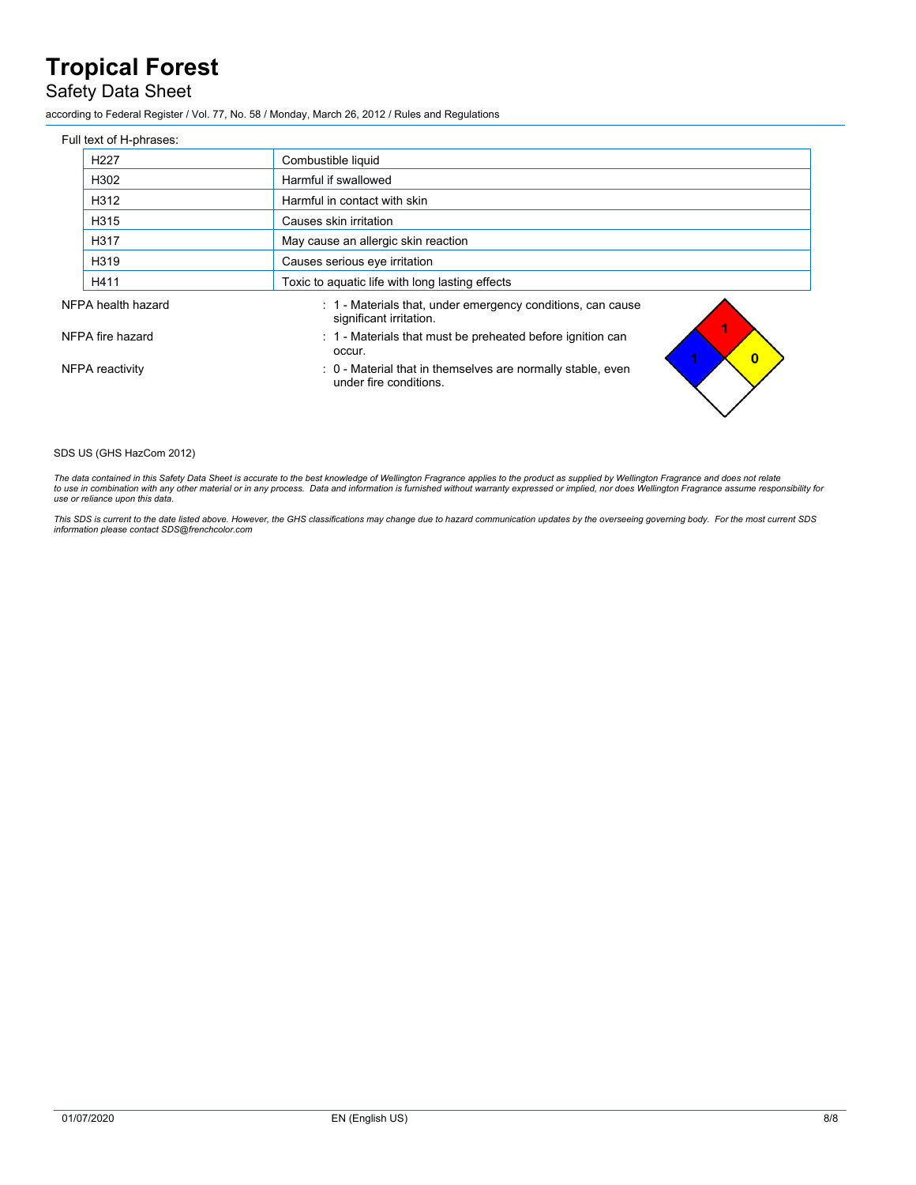# Tropical Forest

Safety Data Sheet

according to Federal Register / Vol. 77, No. 58 / Monday, March 26, 2012 / Rules and Regulations

Full text of H-phrases:

| | |
|---|---|
| H227 | Combustible liquid |
| H302 | Harmful if swallowed |
| H312 | Harmful in contact with skin |
| H315 | Causes skin irritation |
| H317 | May cause an allergic skin reaction |
| H319 | Causes serious eye irritation |
| H411 | Toxic to aquatic life with long lasting effects |

NFPA health hazard : 1 - Materials that, under emergency conditions, can cause significant irritation.

NFPA fire hazard : 1 - Materials that must be preheated before ignition can occur.

NFPA reactivity : 0 - Material that in themselves are normally stable, even under fire conditions.

1
1
0

SDS US (GHS HazCom 2012)

*The data contained in this Safety Data Sheet is accurate to the best knowledge of Wellington Fragrance applies to the product as supplied by Wellington Fragrance and does not relate to use in combination with any other material or in any process. Data and information is furnished without warranty expressed or implied, nor does Wellington Fragrance assume responsibility for use or reliance upon this data.*

*This SDS is current to the date listed above. However, the GHS classifications may change due to hazard communication updates by the overseeing governing body. For the most current SDS information please contact SDS@frenchcolor.com*

01/07/2020 EN (English US)